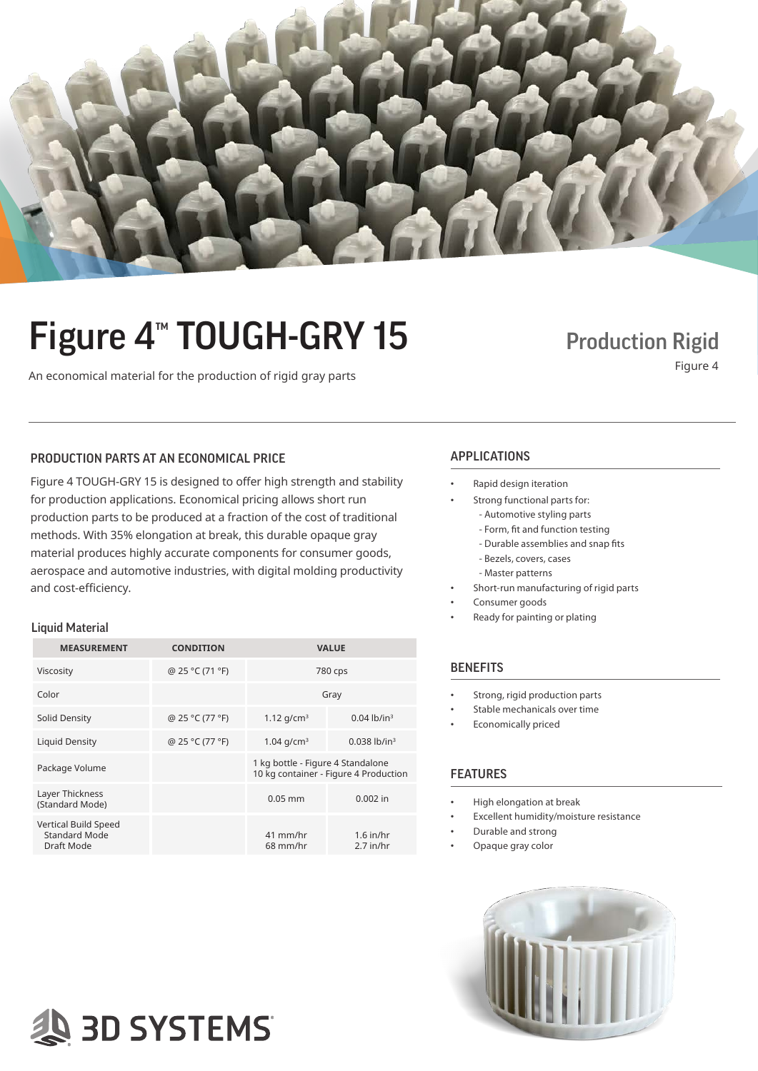# Figure 4™ TOUGH-GRY 15

An economical material for the production of rigid gray parts

**Production Rigid**

Figure 4

## PRODUCTION PARTS AT AN ECONOMICAL PRICE

Figure 4 TOUGH-GRY 15 is designed to offer high strength and stability for production applications. Economical pricing allows short run production parts to be produced at a fraction of the cost of traditional methods. With 35% elongation at break, this durable opaque gray material produces highly accurate components for consumer goods, aerospace and automotive industries, with digital molding productivity and cost-efficiency.

### Liquid Material

| MEASUREMENT | CONDITION | VALUE | |
|---|---|---|---|
| Viscosity | @ 25 °C (71 °F) | 780 cps | |
| Color | | Gray | |
| Solid Density | @ 25 °C (77 °F) | 1.12 g/cm³ | 0.04 lb/in³ |
| Liquid Density | @ 25 °C (77 °F) | 1.04 g/cm³ | 0.038 lb/in³ |
| Package Volume | | 1 kg bottle - Figure 4 Standalone<br>10 kg container - Figure 4 Production | |
| Layer Thickness (Standard Mode) | | 0.05 mm | 0.002 in |
| Vertical Build Speed<br>Standard Mode<br>Draft Mode | | <br>41 mm/hr<br>68 mm/hr | <br>1.6 in/hr<br>2.7 in/hr |

## APPLICATIONS

- Rapid design iteration
- Strong functional parts for:
  - Automotive styling parts
  - Form, fit and function testing
  - Durable assemblies and snap fits
  - Bezels, covers, cases
  - Master patterns
- Short-run manufacturing of rigid parts
- Consumer goods
- Ready for painting or plating

## BENEFITS

- Strong, rigid production parts
- Stable mechanicals over time
- Economically priced

## FEATURES

- High elongation at break
- Excellent humidity/moisture resistance
- Durable and strong
- Opaque gray color

3D SYSTEMS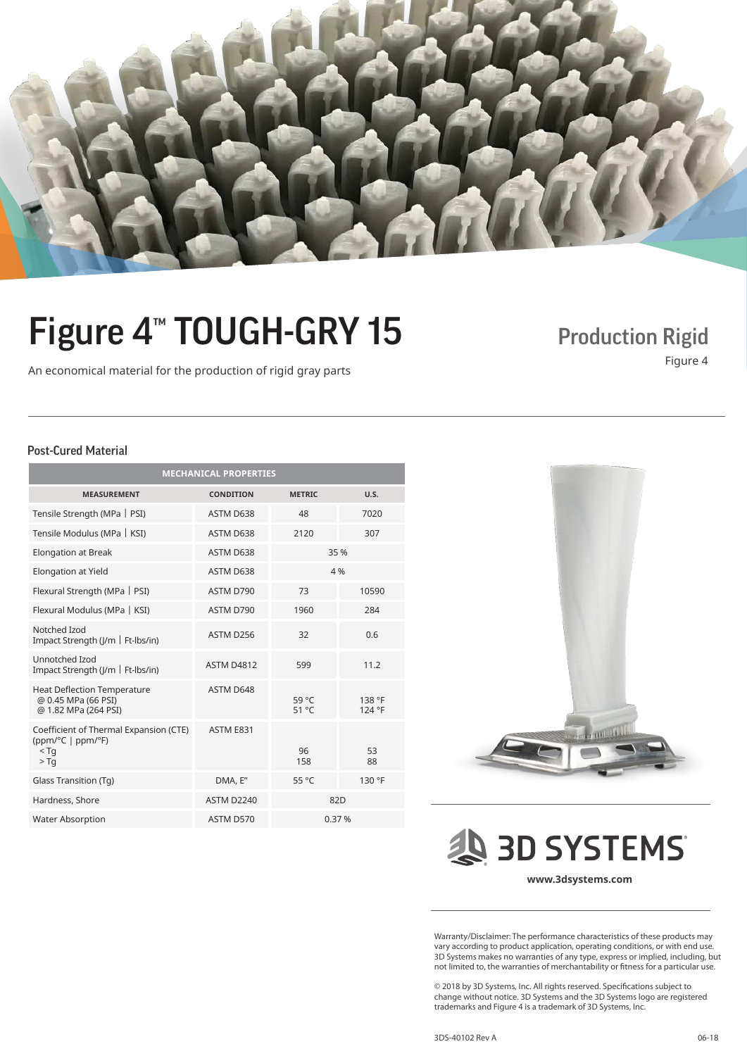# Figure 4™ TOUGH-GRY 15

An economical material for the production of rigid gray parts

## Production Rigid

Figure 4

### Post-Cured Material

| MECHANICAL PROPERTIES | | | |
|---|---|---|---|
| **MEASUREMENT** | **CONDITION** | **METRIC** | **U.S.** |
| Tensile Strength (MPa \| PSI) | ASTM D638 | 48 | 7020 |
| Tensile Modulus (MPa \| KSI) | ASTM D638 | 2120 | 307 |
| Elongation at Break | ASTM D638 | 35 % | |
| Elongation at Yield | ASTM D638 | 4 % | |
| Flexural Strength (MPa \| PSI) | ASTM D790 | 73 | 10590 |
| Flexural Modulus (MPa \| KSI) | ASTM D790 | 1960 | 284 |
| Notched Izod Impact Strength (J/m \| Ft-lbs/in) | ASTM D256 | 32 | 0.6 |
| Unnotched Izod Impact Strength (J/m \| Ft-lbs/in) | ASTM D4812 | 599 | 11.2 |
| Heat Deflection Temperature @ 0.45 MPa (66 PSI) @ 1.82 MPa (264 PSI) | ASTM D648 | 59 °C 51 °C | 138 °F 124 °F |
| Coefficient of Thermal Expansion (CTE) (ppm/°C \| ppm/°F) < Tg > Tg | ASTM E831 | 96 158 | 53 88 |
| Glass Transition (Tg) | DMA, E″ | 55 °C | 130 °F |
| Hardness, Shore | ASTM D2240 | 82D | |
| Water Absorption | ASTM D570 | 0.37 % | |

3D SYSTEMS

www.3dsystems.com

Warranty/Disclaimer: The performance characteristics of these products may vary according to product application, operating conditions, or with end use. 3D Systems makes no warranties of any type, express or implied, including, but not limited to, the warranties of merchantability or fitness for a particular use.

© 2018 by 3D Systems, Inc. All rights reserved. Specifications subject to change without notice. 3D Systems and the 3D Systems logo are registered trademarks and Figure 4 is a trademark of 3D Systems, Inc.

3DS-40102 Rev A 06-18